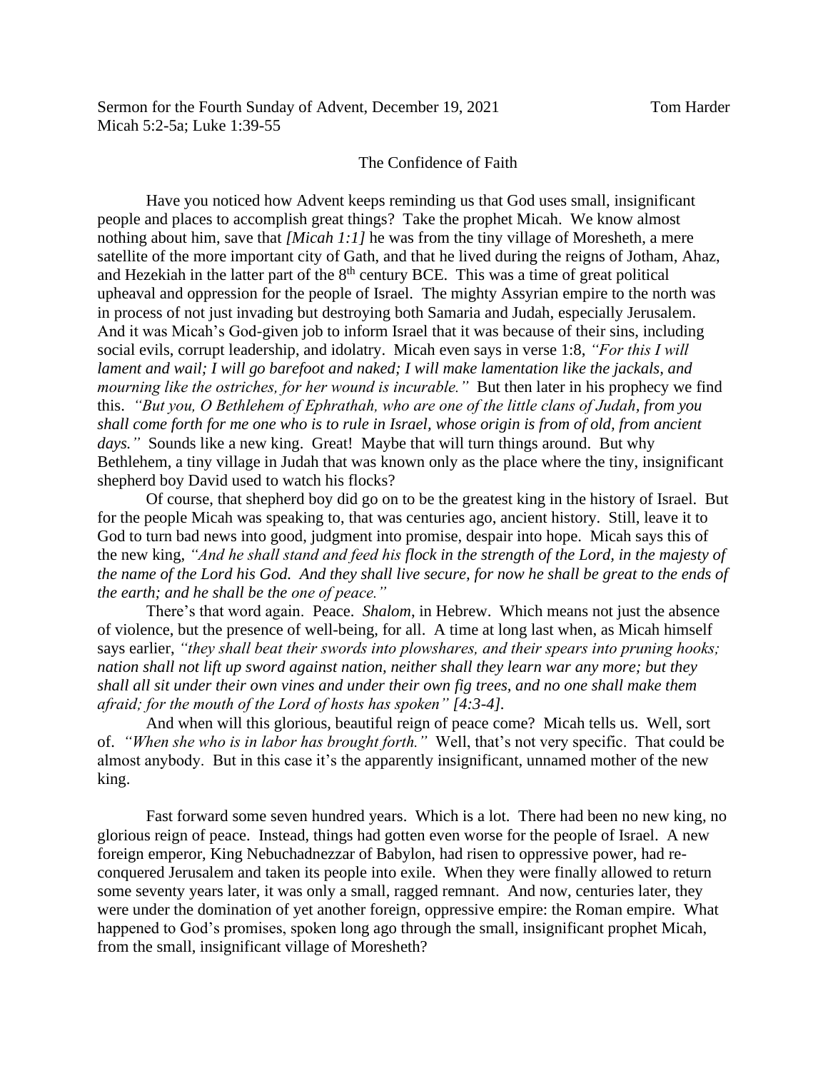Sermon for the Fourth Sunday of Advent, December 19, 2021 Tom Harder
Micah 5:2-5a; Luke 1:39-55

## The Confidence of Faith

Have you noticed how Advent keeps reminding us that God uses small, insignificant people and places to accomplish great things? Take the prophet Micah. We know almost nothing about him, save that *[Micah 1:1]* he was from the tiny village of Moresheth, a mere satellite of the more important city of Gath, and that he lived during the reigns of Jotham, Ahaz, and Hezekiah in the latter part of the 8th century BCE. This was a time of great political upheaval and oppression for the people of Israel. The mighty Assyrian empire to the north was in process of not just invading but destroying both Samaria and Judah, especially Jerusalem. And it was Micah's God-given job to inform Israel that it was because of their sins, including social evils, corrupt leadership, and idolatry. Micah even says in verse 1:8, *"For this I will lament and wail; I will go barefoot and naked; I will make lamentation like the jackals, and mourning like the ostriches, for her wound is incurable."* But then later in his prophecy we find this. *"But you, O Bethlehem of Ephrathah, who are one of the little clans of Judah, from you shall come forth for me one who is to rule in Israel, whose origin is from of old, from ancient days."* Sounds like a new king. Great! Maybe that will turn things around. But why Bethlehem, a tiny village in Judah that was known only as the place where the tiny, insignificant shepherd boy David used to watch his flocks?

Of course, that shepherd boy did go on to be the greatest king in the history of Israel. But for the people Micah was speaking to, that was centuries ago, ancient history. Still, leave it to God to turn bad news into good, judgment into promise, despair into hope. Micah says this of the new king, *"And he shall stand and feed his flock in the strength of the Lord, in the majesty of the name of the Lord his God. And they shall live secure, for now he shall be great to the ends of the earth; and he shall be the one of peace."*

There's that word again. Peace. *Shalom*, in Hebrew. Which means not just the absence of violence, but the presence of well-being, for all. A time at long last when, as Micah himself says earlier, *"they shall beat their swords into plowshares, and their spears into pruning hooks; nation shall not lift up sword against nation, neither shall they learn war any more; but they shall all sit under their own vines and under their own fig trees, and no one shall make them afraid; for the mouth of the Lord of hosts has spoken" [4:3-4].*

And when will this glorious, beautiful reign of peace come? Micah tells us. Well, sort of. *"When she who is in labor has brought forth."* Well, that's not very specific. That could be almost anybody. But in this case it's the apparently insignificant, unnamed mother of the new king.

Fast forward some seven hundred years. Which is a lot. There had been no new king, no glorious reign of peace. Instead, things had gotten even worse for the people of Israel. A new foreign emperor, King Nebuchadnezzar of Babylon, had risen to oppressive power, had re-conquered Jerusalem and taken its people into exile. When they were finally allowed to return some seventy years later, it was only a small, ragged remnant. And now, centuries later, they were under the domination of yet another foreign, oppressive empire: the Roman empire. What happened to God's promises, spoken long ago through the small, insignificant prophet Micah, from the small, insignificant village of Moresheth?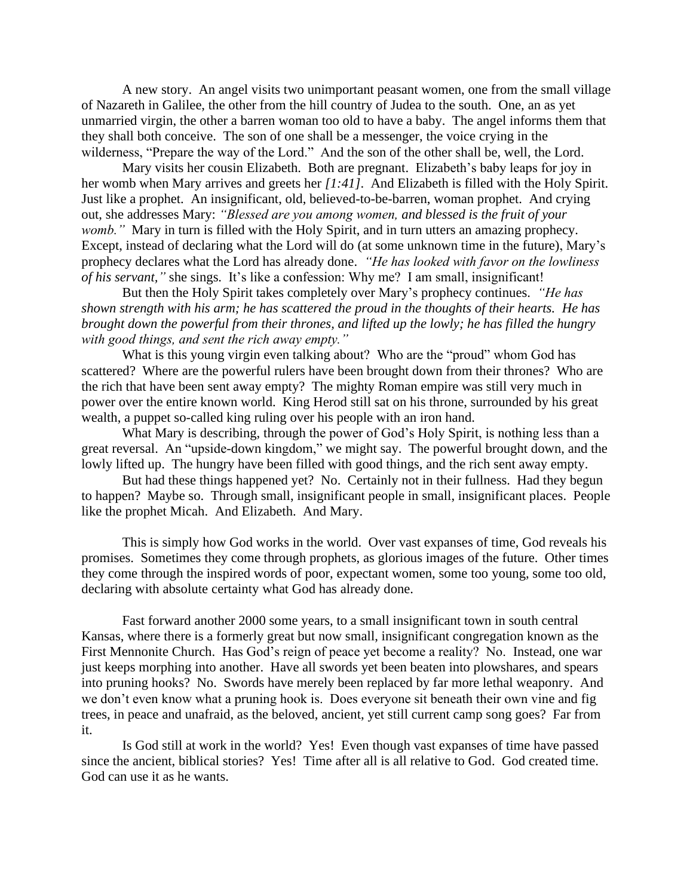A new story. An angel visits two unimportant peasant women, one from the small village of Nazareth in Galilee, the other from the hill country of Judea to the south. One, an as yet unmarried virgin, the other a barren woman too old to have a baby. The angel informs them that they shall both conceive. The son of one shall be a messenger, the voice crying in the wilderness, "Prepare the way of the Lord." And the son of the other shall be, well, the Lord.

Mary visits her cousin Elizabeth. Both are pregnant. Elizabeth's baby leaps for joy in her womb when Mary arrives and greets her *[1:41]*. And Elizabeth is filled with the Holy Spirit. Just like a prophet. An insignificant, old, believed-to-be-barren, woman prophet. And crying out, she addresses Mary: *"Blessed are you among women, and blessed is the fruit of your womb."* Mary in turn is filled with the Holy Spirit, and in turn utters an amazing prophecy. Except, instead of declaring what the Lord will do (at some unknown time in the future), Mary's prophecy declares what the Lord has already done. *"He has looked with favor on the lowliness of his servant,"* she sings. It's like a confession: Why me? I am small, insignificant!

But then the Holy Spirit takes completely over Mary's prophecy continues. *"He has shown strength with his arm; he has scattered the proud in the thoughts of their hearts. He has brought down the powerful from their thrones, and lifted up the lowly; he has filled the hungry with good things, and sent the rich away empty."*

What is this young virgin even talking about? Who are the "proud" whom God has scattered? Where are the powerful rulers have been brought down from their thrones? Who are the rich that have been sent away empty? The mighty Roman empire was still very much in power over the entire known world. King Herod still sat on his throne, surrounded by his great wealth, a puppet so-called king ruling over his people with an iron hand.

What Mary is describing, through the power of God's Holy Spirit, is nothing less than a great reversal. An "upside-down kingdom," we might say. The powerful brought down, and the lowly lifted up. The hungry have been filled with good things, and the rich sent away empty.

But had these things happened yet? No. Certainly not in their fullness. Had they begun to happen? Maybe so. Through small, insignificant people in small, insignificant places. People like the prophet Micah. And Elizabeth. And Mary.

This is simply how God works in the world. Over vast expanses of time, God reveals his promises. Sometimes they come through prophets, as glorious images of the future. Other times they come through the inspired words of poor, expectant women, some too young, some too old, declaring with absolute certainty what God has already done.

Fast forward another 2000 some years, to a small insignificant town in south central Kansas, where there is a formerly great but now small, insignificant congregation known as the First Mennonite Church. Has God's reign of peace yet become a reality? No. Instead, one war just keeps morphing into another. Have all swords yet been beaten into plowshares, and spears into pruning hooks? No. Swords have merely been replaced by far more lethal weaponry. And we don't even know what a pruning hook is. Does everyone sit beneath their own vine and fig trees, in peace and unafraid, as the beloved, ancient, yet still current camp song goes? Far from it.

Is God still at work in the world? Yes! Even though vast expanses of time have passed since the ancient, biblical stories? Yes! Time after all is all relative to God. God created time. God can use it as he wants.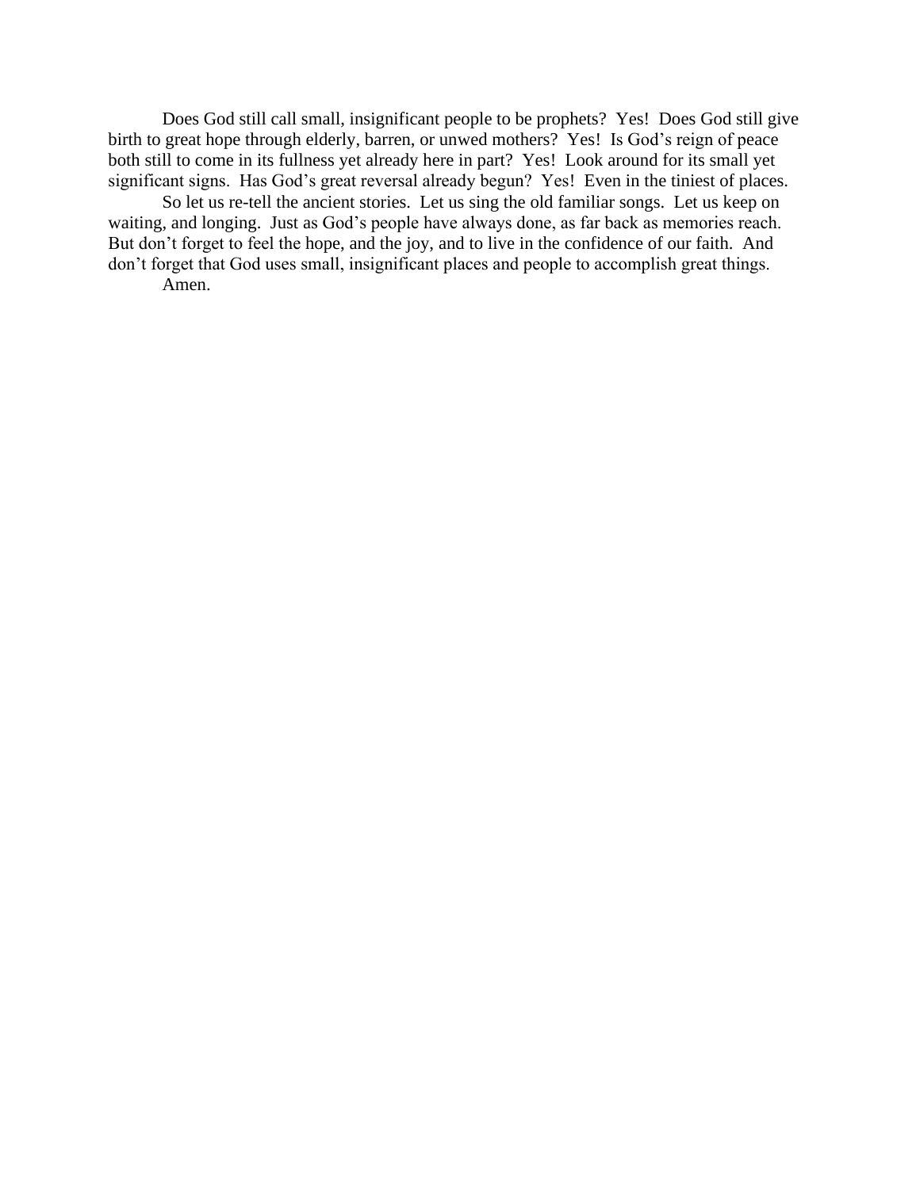Does God still call small, insignificant people to be prophets? Yes! Does God still give birth to great hope through elderly, barren, or unwed mothers? Yes! Is God's reign of peace both still to come in its fullness yet already here in part? Yes! Look around for its small yet significant signs. Has God's great reversal already begun? Yes! Even in the tiniest of places.

So let us re-tell the ancient stories. Let us sing the old familiar songs. Let us keep on waiting, and longing. Just as God's people have always done, as far back as memories reach. But don't forget to feel the hope, and the joy, and to live in the confidence of our faith. And don't forget that God uses small, insignificant places and people to accomplish great things.

Amen.